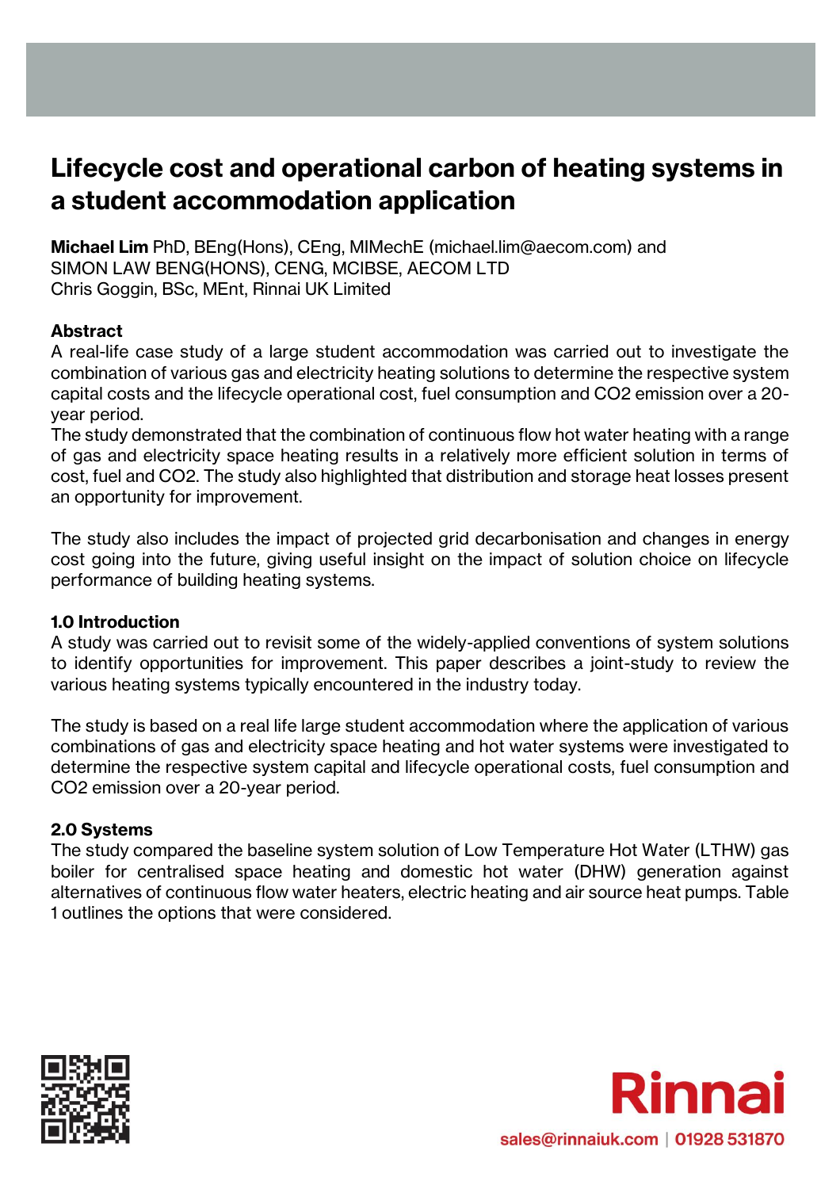# Lifecycle cost and operational carbon of heating systems in a student accommodation application

**Michael Lim** PhD, BEng(Hons), CEng, MIMechE (michael.lim@aecom.com) and
SIMON LAW BENG(HONS), CENG, MCIBSE, AECOM LTD
Chris Goggin, BSc, MEnt, Rinnai UK Limited

**Abstract**

A real-life case study of a large student accommodation was carried out to investigate the combination of various gas and electricity heating solutions to determine the respective system capital costs and the lifecycle operational cost, fuel consumption and CO2 emission over a 20-year period.

The study demonstrated that the combination of continuous flow hot water heating with a range of gas and electricity space heating results in a relatively more efficient solution in terms of cost, fuel and CO2. The study also highlighted that distribution and storage heat losses present an opportunity for improvement.

The study also includes the impact of projected grid decarbonisation and changes in energy cost going into the future, giving useful insight on the impact of solution choice on lifecycle performance of building heating systems.

## 1.0 Introduction

A study was carried out to revisit some of the widely-applied conventions of system solutions to identify opportunities for improvement. This paper describes a joint-study to review the various heating systems typically encountered in the industry today.

The study is based on a real life large student accommodation where the application of various combinations of gas and electricity space heating and hot water systems were investigated to determine the respective system capital and lifecycle operational costs, fuel consumption and CO2 emission over a 20-year period.

## 2.0 Systems

The study compared the baseline system solution of Low Temperature Hot Water (LTHW) gas boiler for centralised space heating and domestic hot water (DHW) generation against alternatives of continuous flow water heaters, electric heating and air source heat pumps. Table 1 outlines the options that were considered.

Rinnai
sales@rinnaiuk.com | 01928 531870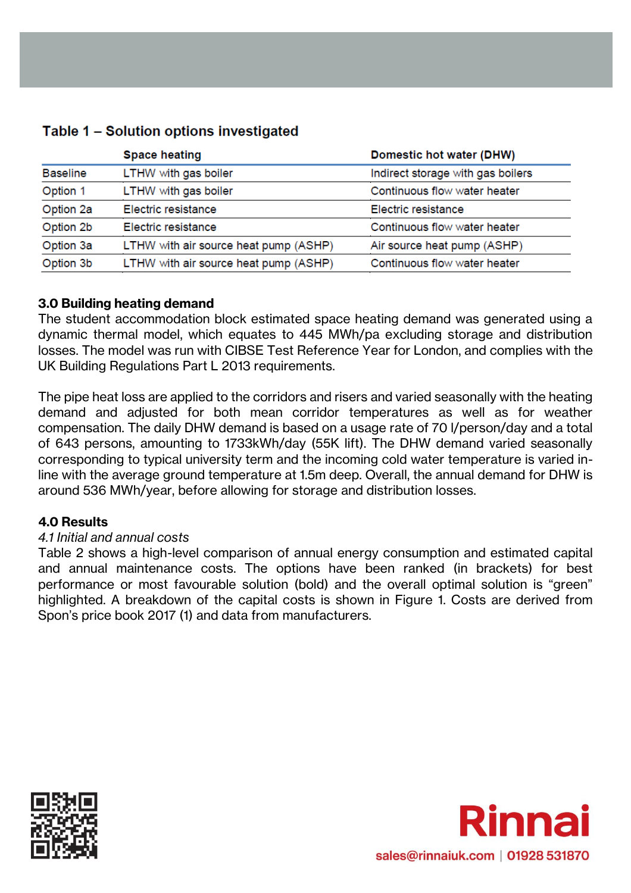**Table 1 – Solution options investigated**

| | Space heating | Domestic hot water (DHW) |
|---|---|---|
| Baseline | LTHW with gas boiler | Indirect storage with gas boilers |
| Option 1 | LTHW with gas boiler | Continuous flow water heater |
| Option 2a | Electric resistance | Electric resistance |
| Option 2b | Electric resistance | Continuous flow water heater |
| Option 3a | LTHW with air source heat pump (ASHP) | Air source heat pump (ASHP) |
| Option 3b | LTHW with air source heat pump (ASHP) | Continuous flow water heater |

## 3.0 Building heating demand

The student accommodation block estimated space heating demand was generated using a dynamic thermal model, which equates to 445 MWh/pa excluding storage and distribution losses. The model was run with CIBSE Test Reference Year for London, and complies with the UK Building Regulations Part L 2013 requirements.

The pipe heat loss are applied to the corridors and risers and varied seasonally with the heating demand and adjusted for both mean corridor temperatures as well as for weather compensation. The daily DHW demand is based on a usage rate of 70 l/person/day and a total of 643 persons, amounting to 1733kWh/day (55K lift). The DHW demand varied seasonally corresponding to typical university term and the incoming cold water temperature is varied in-line with the average ground temperature at 1.5m deep. Overall, the annual demand for DHW is around 536 MWh/year, before allowing for storage and distribution losses.

## 4.0 Results

*4.1 Initial and annual costs*

Table 2 shows a high-level comparison of annual energy consumption and estimated capital and annual maintenance costs. The options have been ranked (in brackets) for best performance or most favourable solution (bold) and the overall optimal solution is "green" highlighted. A breakdown of the capital costs is shown in Figure 1. Costs are derived from Spon's price book 2017 (1) and data from manufacturers.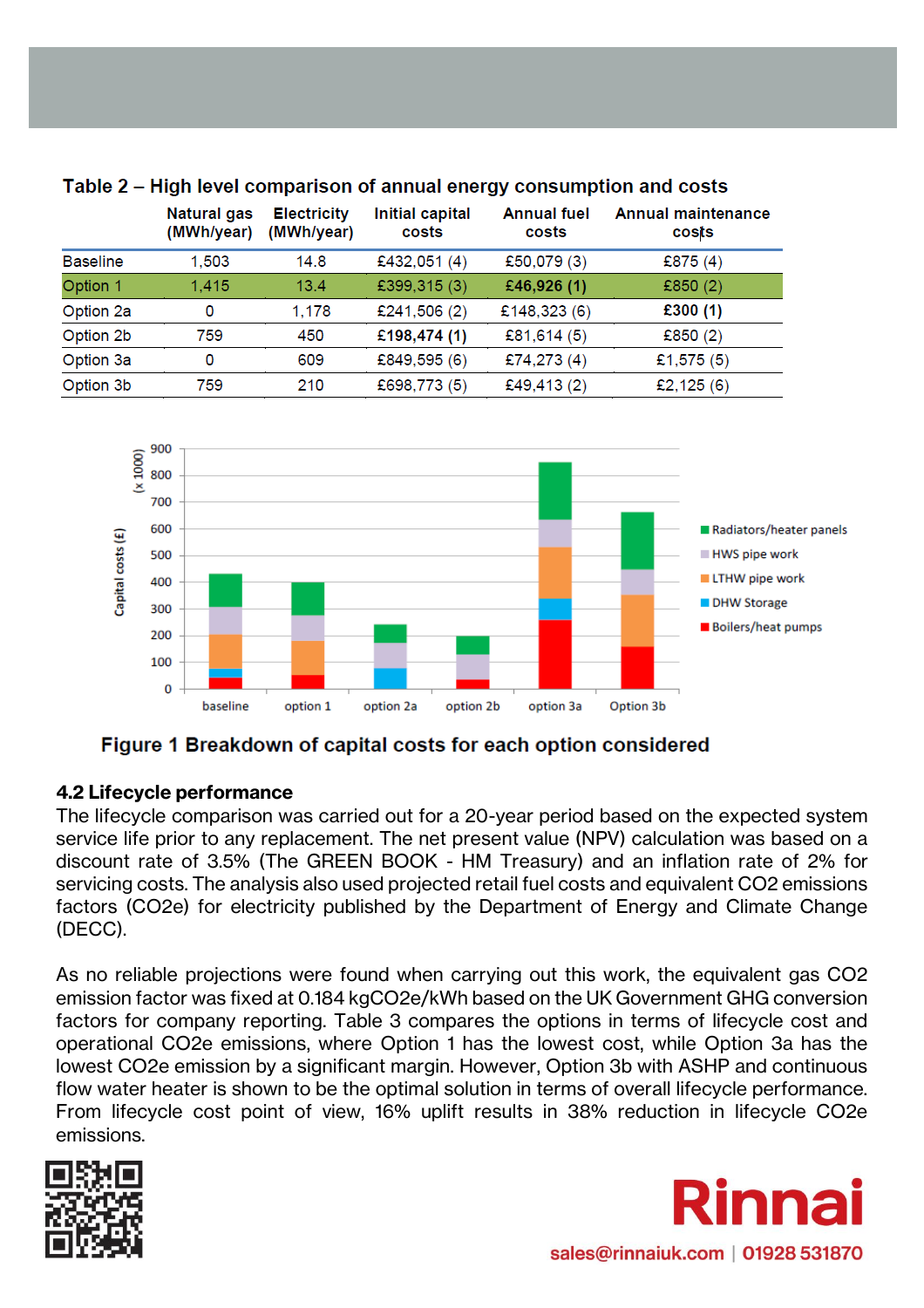### Table 2 – High level comparison of annual energy consumption and costs

| | Natural gas (MWh/year) | Electricity (MWh/year) | Initial capital costs | Annual fuel costs | Annual maintenance costs |
|---|---|---|---|---|---|
| Baseline | 1,503 | 14.8 | £432,051 (4) | £50,079 (3) | £875 (4) |
| Option 1 | 1,415 | 13.4 | £399,315 (3) | **£46,926 (1)** | £850 (2) |
| Option 2a | 0 | 1,178 | £241,506 (2) | £148,323 (6) | **£300 (1)** |
| Option 2b | 759 | 450 | **£198,474 (1)** | £81,614 (5) | £850 (2) |
| Option 3a | 0 | 609 | £849,595 (6) | £74,273 (4) | £1,575 (5) |
| Option 3b | 759 | 210 | £698,773 (5) | £49,413 (2) | £2,125 (6) |

**Figure 1 Breakdown of capital costs for each option considered**

## 4.2 Lifecycle performance

The lifecycle comparison was carried out for a 20-year period based on the expected system service life prior to any replacement. The net present value (NPV) calculation was based on a discount rate of 3.5% (The GREEN BOOK - HM Treasury) and an inflation rate of 2% for servicing costs. The analysis also used projected retail fuel costs and equivalent $CO_2$ emissions factors ($CO_2e$) for electricity published by the Department of Energy and Climate Change (DECC).

As no reliable projections were found when carrying out this work, the equivalent gas $CO_2$ emission factor was fixed at 0.184 $kgCO_2e/kWh$ based on the UK Government GHG conversion factors for company reporting. Table 3 compares the options in terms of lifecycle cost and operational $CO_2e$ emissions, where Option 1 has the lowest cost, while Option 3a has the lowest $CO_2e$ emission by a significant margin. However, Option 3b with ASHP and continuous flow water heater is shown to be the optimal solution in terms of overall lifecycle performance. From lifecycle cost point of view, 16% uplift results in 38% reduction in lifecycle $CO_2e$ emissions.

sales@rinnaiuk.com | 01928 531870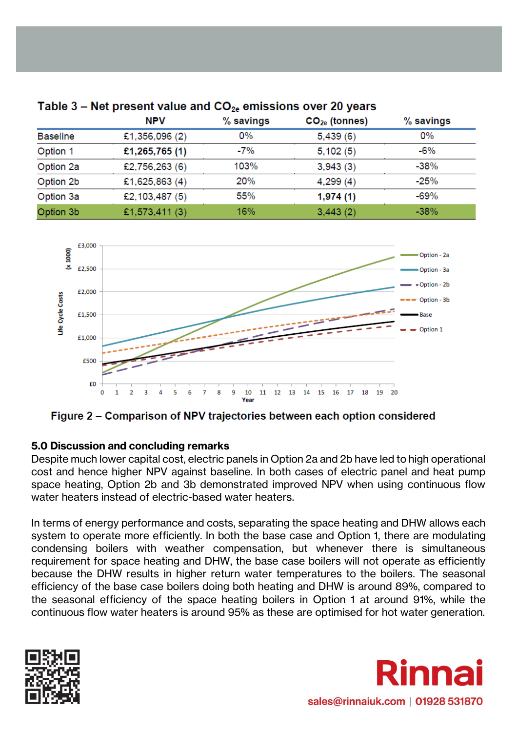## Table 3 – Net present value and $CO_{2e}$ emissions over 20 years

| | NPV | % savings | $CO_{2e}$ (tonnes) | % savings |
|---|---|---|---|---|
| Baseline | £1,356,096 (2) | 0% | 5,439 (6) | 0% |
| Option 1 | **£1,265,765 (1)** | -7% | 5,102 (5) | -6% |
| Option 2a | £2,756,263 (6) | 103% | 3,943 (3) | -38% |
| Option 2b | £1,625,863 (4) | 20% | 4,299 (4) | -25% |
| Option 3a | £2,103,487 (5) | 55% | **1,974 (1)** | -69% |
| Option 3b | £1,573,411 (3) | 16% | 3,443 (2) | -38% |

Figure 2 – Comparison of NPV trajectories between each option considered

### 5.0 Discussion and concluding remarks

Despite much lower capital cost, electric panels in Option 2a and 2b have led to high operational cost and hence higher NPV against baseline. In both cases of electric panel and heat pump space heating, Option 2b and 3b demonstrated improved NPV when using continuous flow water heaters instead of electric-based water heaters.

In terms of energy performance and costs, separating the space heating and DHW allows each system to operate more efficiently. In both the base case and Option 1, there are modulating condensing boilers with weather compensation, but whenever there is simultaneous requirement for space heating and DHW, the base case boilers will not operate as efficiently because the DHW results in higher return water temperatures to the boilers. The seasonal efficiency of the base case boilers doing both heating and DHW is around 89%, compared to the seasonal efficiency of the space heating boilers in Option 1 at around 91%, while the continuous flow water heaters is around 95% as these are optimised for hot water generation.

Rinnai

sales@rinnaiuk.com | 01928 531870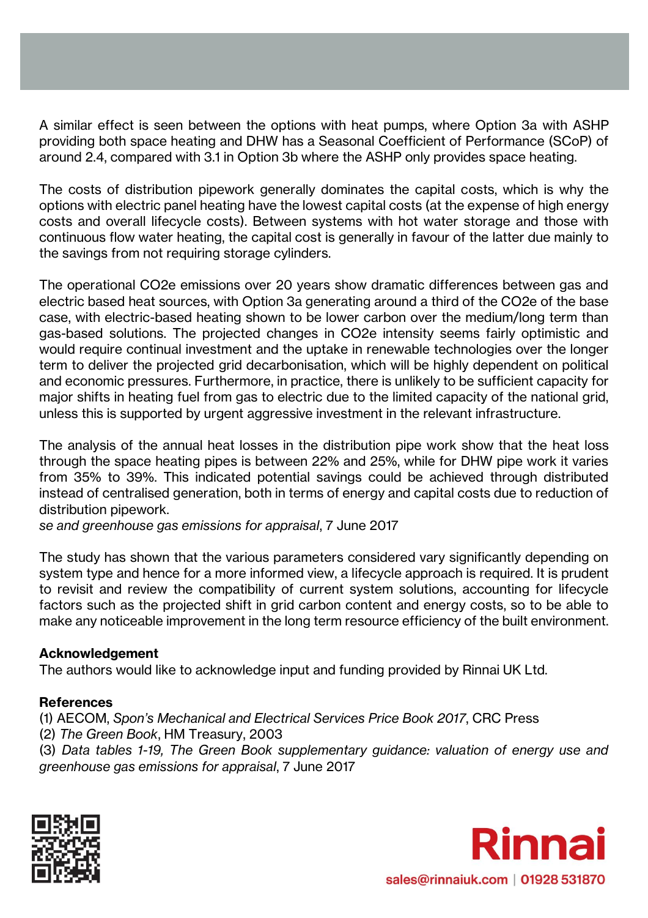A similar effect is seen between the options with heat pumps, where Option 3a with ASHP providing both space heating and DHW has a Seasonal Coefficient of Performance (SCoP) of around 2.4, compared with 3.1 in Option 3b where the ASHP only provides space heating.

The costs of distribution pipework generally dominates the capital costs, which is why the options with electric panel heating have the lowest capital costs (at the expense of high energy costs and overall lifecycle costs). Between systems with hot water storage and those with continuous flow water heating, the capital cost is generally in favour of the latter due mainly to the savings from not requiring storage cylinders.

The operational CO2e emissions over 20 years show dramatic differences between gas and electric based heat sources, with Option 3a generating around a third of the CO2e of the base case, with electric-based heating shown to be lower carbon over the medium/long term than gas-based solutions. The projected changes in CO2e intensity seems fairly optimistic and would require continual investment and the uptake in renewable technologies over the longer term to deliver the projected grid decarbonisation, which will be highly dependent on political and economic pressures. Furthermore, in practice, there is unlikely to be sufficient capacity for major shifts in heating fuel from gas to electric due to the limited capacity of the national grid, unless this is supported by urgent aggressive investment in the relevant infrastructure.

The analysis of the annual heat losses in the distribution pipe work show that the heat loss through the space heating pipes is between 22% and 25%, while for DHW pipe work it varies from 35% to 39%. This indicated potential savings could be achieved through distributed instead of centralised generation, both in terms of energy and capital costs due to reduction of distribution pipework.
*se and greenhouse gas emissions for appraisal*, 7 June 2017

The study has shown that the various parameters considered vary significantly depending on system type and hence for a more informed view, a lifecycle approach is required. It is prudent to revisit and review the compatibility of current system solutions, accounting for lifecycle factors such as the projected shift in grid carbon content and energy costs, so to be able to make any noticeable improvement in the long term resource efficiency of the built environment.

**Acknowledgement**
The authors would like to acknowledge input and funding provided by Rinnai UK Ltd.

**References**
(1) AECOM, *Spon's Mechanical and Electrical Services Price Book 2017*, CRC Press
(2) *The Green Book*, HM Treasury, 2003
(3) *Data tables 1-19, The Green Book supplementary guidance: valuation of energy use and greenhouse gas emissions for appraisal*, 7 June 2017

Rinnai
sales@rinnaiuk.com | 01928 531870